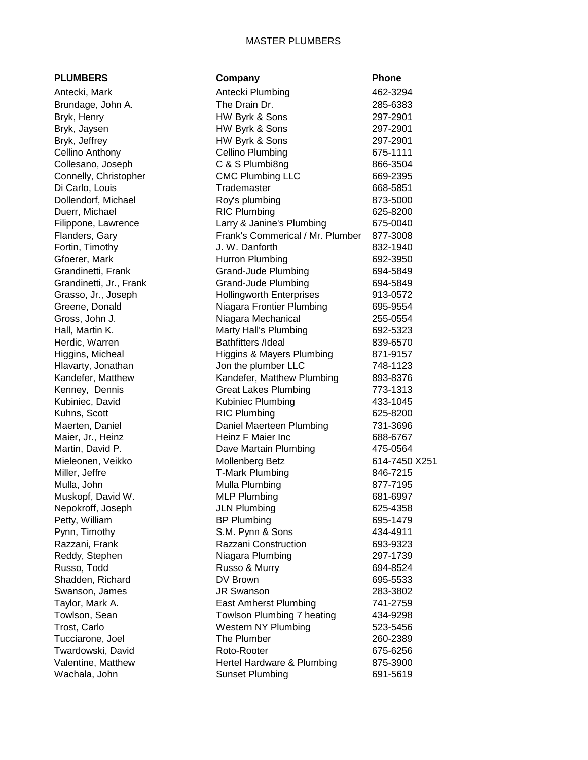MASTER PLUMBERS

| PLUMBERS | Company | Phone |
|---|---|---|
| Antecki, Mark | Antecki Plumbing | 462-3294 |
| Brundage, John A. | The Drain Dr. | 285-6383 |
| Bryk, Henry | HW Byrk & Sons | 297-2901 |
| Bryk, Jaysen | HW Byrk & Sons | 297-2901 |
| Bryk, Jeffrey | HW Byrk & Sons | 297-2901 |
| Cellino Anthony | Cellino Plumbing | 675-1111 |
| Collesano, Joseph | C & S Plumbi8ng | 866-3504 |
| Connelly, Christopher | CMC Plumbing LLC | 669-2395 |
| Di Carlo, Louis | Trademaster | 668-5851 |
| Dollendorf, Michael | Roy's plumbing | 873-5000 |
| Duerr, Michael | RIC Plumbing | 625-8200 |
| Filippone, Lawrence | Larry & Janine's Plumbing | 675-0040 |
| Flanders, Gary | Frank's Commerical / Mr. Plumber | 877-3008 |
| Fortin, Timothy | J. W. Danforth | 832-1940 |
| Gfoerer, Mark | Hurron Plumbing | 692-3950 |
| Grandinetti, Frank | Grand-Jude Plumbing | 694-5849 |
| Grandinetti, Jr., Frank | Grand-Jude Plumbing | 694-5849 |
| Grasso, Jr., Joseph | Hollingworth Enterprises | 913-0572 |
| Greene, Donald | Niagara Frontier Plumbing | 695-9554 |
| Gross, John J. | Niagara Mechanical | 255-0554 |
| Hall, Martin K. | Marty Hall's Plumbing | 692-5323 |
| Herdic, Warren | Bathfitters /Ideal | 839-6570 |
| Higgins, Micheal | Higgins & Mayers Plumbing | 871-9157 |
| Hlavarty, Jonathan | Jon the plumber LLC | 748-1123 |
| Kandefer, Matthew | Kandefer, Matthew Plumbing | 893-8376 |
| Kenney, Dennis | Great Lakes Plumbing | 773-1313 |
| Kubiniec, David | Kubiniec Plumbing | 433-1045 |
| Kuhns, Scott | RIC Plumbing | 625-8200 |
| Maerten, Daniel | Daniel Maerteen Plumbing | 731-3696 |
| Maier, Jr., Heinz | Heinz F Maier Inc | 688-6767 |
| Martin, David P. | Dave Martain Plumbing | 475-0564 |
| Mieleonen, Veikko | Mollenberg Betz | 614-7450 X251 |
| Miller, Jeffre | T-Mark Plumbing | 846-7215 |
| Mulla, John | Mulla Plumbing | 877-7195 |
| Muskopf, David W. | MLP Plumbing | 681-6997 |
| Nepokroff, Joseph | JLN Plumbing | 625-4358 |
| Petty, William | BP Plumbing | 695-1479 |
| Pynn, Timothy | S.M. Pynn & Sons | 434-4911 |
| Razzani, Frank | Razzani Construction | 693-9323 |
| Reddy, Stephen | Niagara Plumbing | 297-1739 |
| Russo, Todd | Russo & Murry | 694-8524 |
| Shadden, Richard | DV Brown | 695-5533 |
| Swanson, James | JR Swanson | 283-3802 |
| Taylor, Mark A. | East Amherst Plumbing | 741-2759 |
| Towlson, Sean | Towlson Plumbing 7 heating | 434-9298 |
| Trost, Carlo | Western NY Plumbing | 523-5456 |
| Tucciarone, Joel | The Plumber | 260-2389 |
| Twardowski, David | Roto-Rooter | 675-6256 |
| Valentine, Matthew | Hertel Hardware & Plumbing | 875-3900 |
| Wachala, John | Sunset Plumbing | 691-5619 |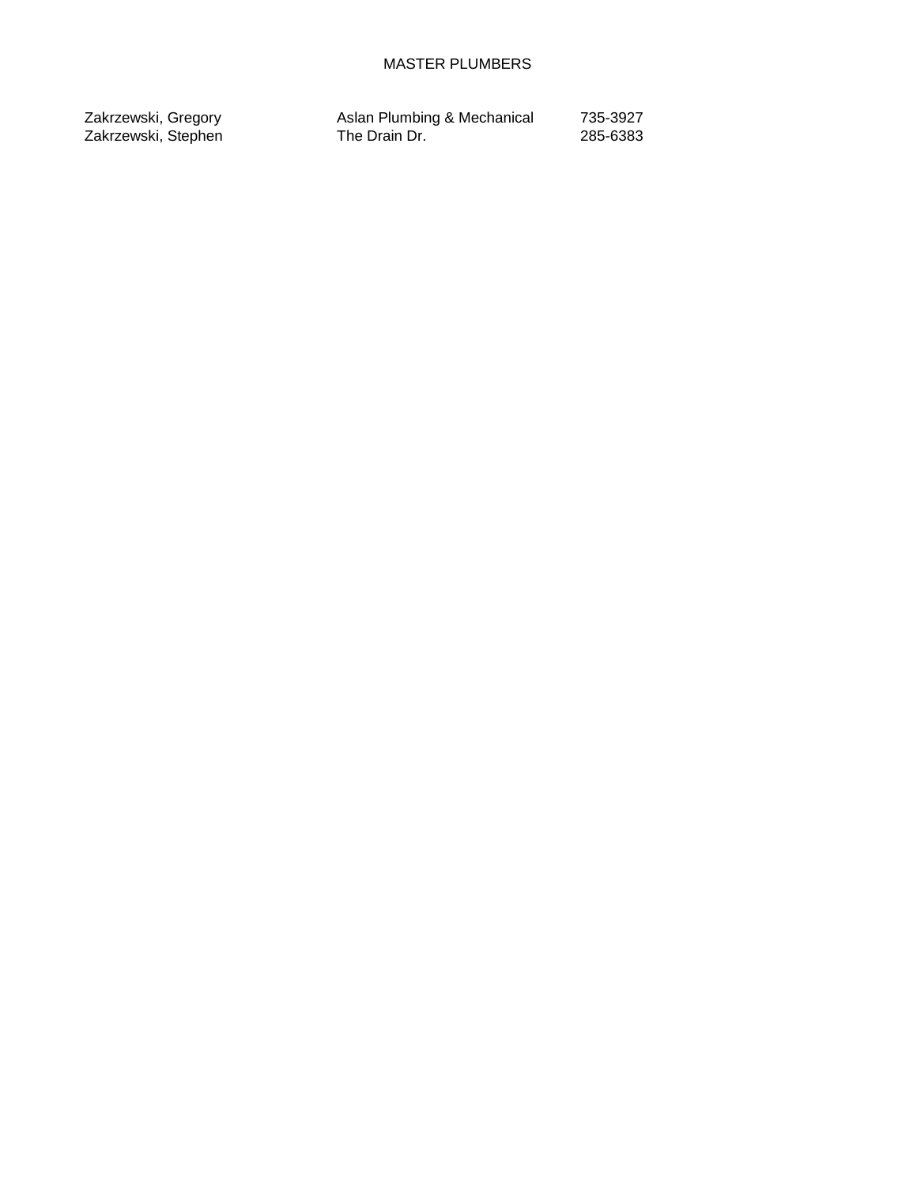MASTER PLUMBERS

| | | |
|---|---|---|
| Zakrzewski, Gregory | Aslan Plumbing & Mechanical | 735-3927 |
| Zakrzewski, Stephen | The Drain Dr. | 285-6383 |